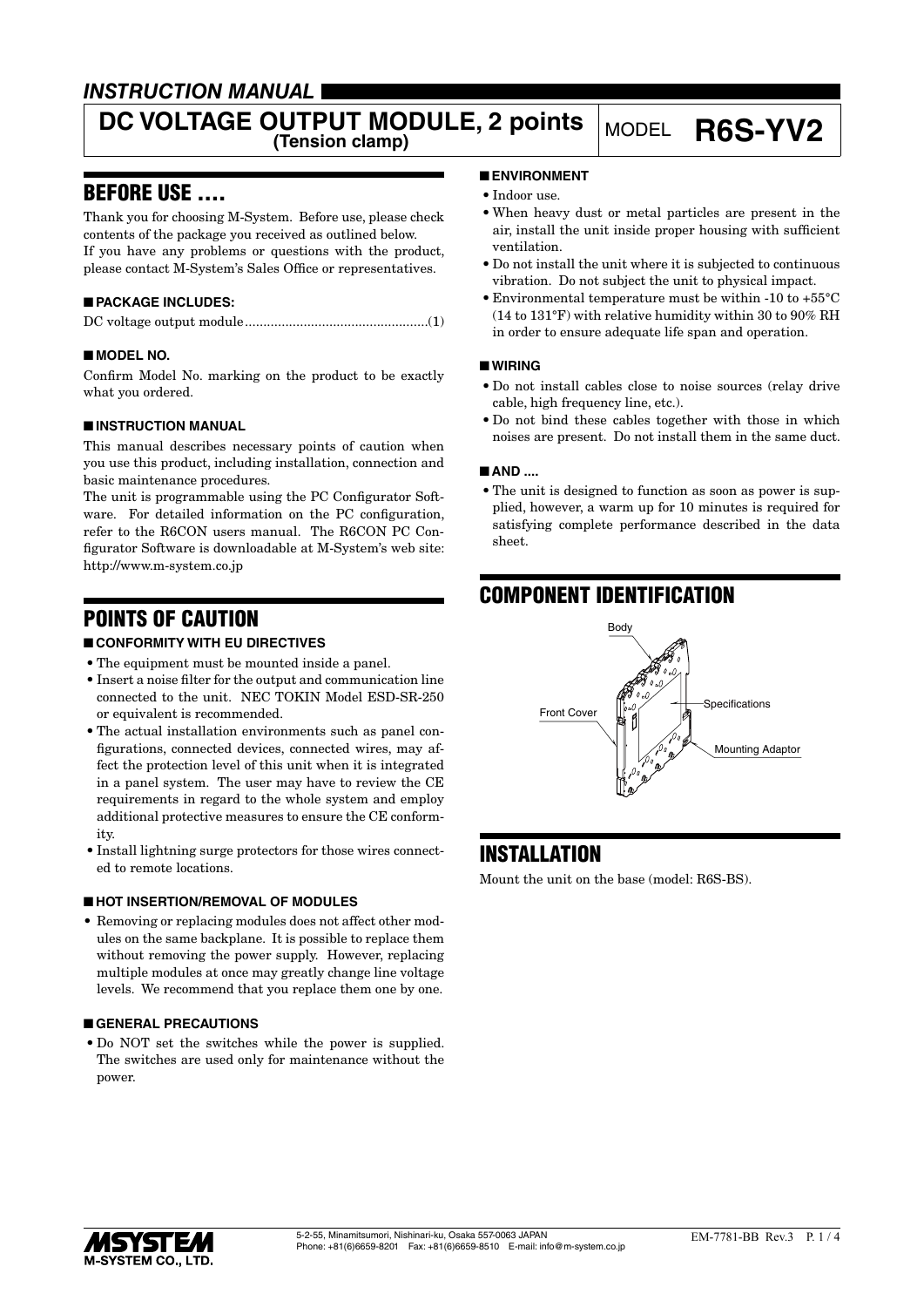# *INSTRUCTION MANUAL*

# DC VOLTAGE OUTPUT MODULE, 2 points (Tension clamp)

MODEL **R6S-YV2**

## BEFORE USE ....

Thank you for choosing M-System. Before use, please check contents of the package you received as outlined below.
If you have any problems or questions with the product, please contact M-System's Sales Office or representatives.

### ■ PACKAGE INCLUDES:

DC voltage output module .................................................(1)

### ■ MODEL NO.

Confirm Model No. marking on the product to be exactly what you ordered.

### ■ INSTRUCTION MANUAL

This manual describes necessary points of caution when you use this product, including installation, connection and basic maintenance procedures.
The unit is programmable using the PC Configurator Software. For detailed information on the PC configuration, refer to the R6CON users manual. The R6CON PC Configurator Software is downloadable at M-System's web site: http://www.m-system.co.jp

## POINTS OF CAUTION

### ■ CONFORMITY WITH EU DIRECTIVES

- The equipment must be mounted inside a panel.
- Insert a noise filter for the output and communication line connected to the unit. NEC TOKIN Model ESD-SR-250 or equivalent is recommended.
- The actual installation environments such as panel configurations, connected devices, connected wires, may affect the protection level of this unit when it is integrated in a panel system. The user may have to review the CE requirements in regard to the whole system and employ additional protective measures to ensure the CE conformity.
- Install lightning surge protectors for those wires connected to remote locations.

### ■ HOT INSERTION/REMOVAL OF MODULES

- Removing or replacing modules does not affect other modules on the same backplane. It is possible to replace them without removing the power supply. However, replacing multiple modules at once may greatly change line voltage levels. We recommend that you replace them one by one.

### ■ GENERAL PRECAUTIONS

- Do NOT set the switches while the power is supplied. The switches are used only for maintenance without the power.

### ■ ENVIRONMENT

- Indoor use.
- When heavy dust or metal particles are present in the air, install the unit inside proper housing with sufficient ventilation.
- Do not install the unit where it is subjected to continuous vibration. Do not subject the unit to physical impact.
- Environmental temperature must be within -10 to +55°C (14 to 131°F) with relative humidity within 30 to 90% RH in order to ensure adequate life span and operation.

### ■ WIRING

- Do not install cables close to noise sources (relay drive cable, high frequency line, etc.).
- Do not bind these cables together with those in which noises are present. Do not install them in the same duct.

### ■ AND ....

- The unit is designed to function as soon as power is supplied, however, a warm up for 10 minutes is required for satisfying complete performance described in the data sheet.

## COMPONENT IDENTIFICATION

Body

Front Cover

Specifications

Mounting Adaptor

## INSTALLATION

Mount the unit on the base (model: R6S-BS).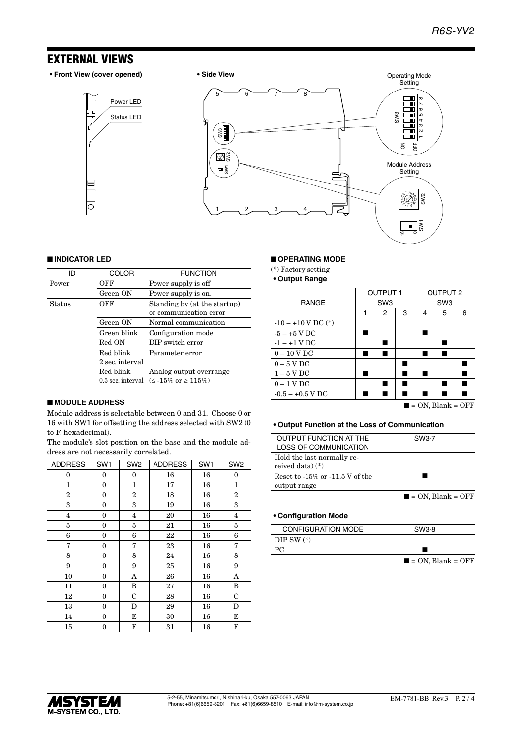# EXTERNAL VIEWS

**• Front View (cover opened)**

Power LED

Status LED

**• Side View**

Operating Mode Setting

Module Address Setting

## ■ INDICATOR LED

| ID | COLOR | FUNCTION |
|---|---|---|
| Power | OFF | Power supply is off |
| | Green ON | Power supply is on. |
| Status | OFF | Standing by (at the startup) or communication error |
| | Green ON | Normal communication |
| | Green blink | Configuration mode |
| | Red ON | DIP switch error |
| | Red blink 2 sec. interval | Parameter error |
| | Red blink 0.5 sec. interval | Analog output overrange (≤ -15% or ≥ 115%) |

## ■ MODULE ADDRESS

Module address is selectable between 0 and 31. Choose 0 or 16 with SW1 for offsetting the address selected with SW2 (0 to F, hexadecimal).

The module's slot position on the base and the module address are not necessarily correlated.

| ADDRESS | SW1 | SW2 | ADDRESS | SW1 | SW2 |
|---|---|---|---|---|---|
| 0 | 0 | 0 | 16 | 16 | 0 |
| 1 | 0 | 1 | 17 | 16 | 1 |
| 2 | 0 | 2 | 18 | 16 | 2 |
| 3 | 0 | 3 | 19 | 16 | 3 |
| 4 | 0 | 4 | 20 | 16 | 4 |
| 5 | 0 | 5 | 21 | 16 | 5 |
| 6 | 0 | 6 | 22 | 16 | 6 |
| 7 | 0 | 7 | 23 | 16 | 7 |
| 8 | 0 | 8 | 24 | 16 | 8 |
| 9 | 0 | 9 | 25 | 16 | 9 |
| 10 | 0 | A | 26 | 16 | A |
| 11 | 0 | B | 27 | 16 | B |
| 12 | 0 | C | 28 | 16 | C |
| 13 | 0 | D | 29 | 16 | D |
| 14 | 0 | E | 30 | 16 | E |
| 15 | 0 | F | 31 | 16 | F |

## ■ OPERATING MODE

(*) Factory setting

**• Output Range**

| RANGE | OUTPUT 1 | | | OUTPUT 2 | | |
|---|---|---|---|---|---|---|
| | SW3 | | | SW3 | | |
| | 1 | 2 | 3 | 4 | 5 | 6 |
| -10 – +10 V DC (*) | | | | | | |
| -5 – +5 V DC | ■ | | | ■ | | |
| -1 – +1 V DC | | ■ | | | ■ | |
| 0 – 10 V DC | ■ | ■ | | ■ | ■ | |
| 0 – 5 V DC | | | ■ | | | ■ |
| 1 – 5 V DC | ■ | | ■ | ■ | | ■ |
| 0 – 1 V DC | | ■ | ■ | | ■ | ■ |
| -0.5 – +0.5 V DC | ■ | ■ | ■ | ■ | ■ | ■ |

■ = ON, Blank = OFF

**• Output Function at the Loss of Communication**

| OUTPUT FUNCTION AT THE LOSS OF COMMUNICATION | SW3-7 |
|---|---|
| Hold the last normally received data) (*) | |
| Reset to -15% or -11.5 V of the output range | ■ |

■ = ON, Blank = OFF

**• Configuration Mode**

| CONFIGURATION MODE | SW3-8 |
|---|---|
| DIP SW (*) | |
| PC | ■ |

■ = ON, Blank = OFF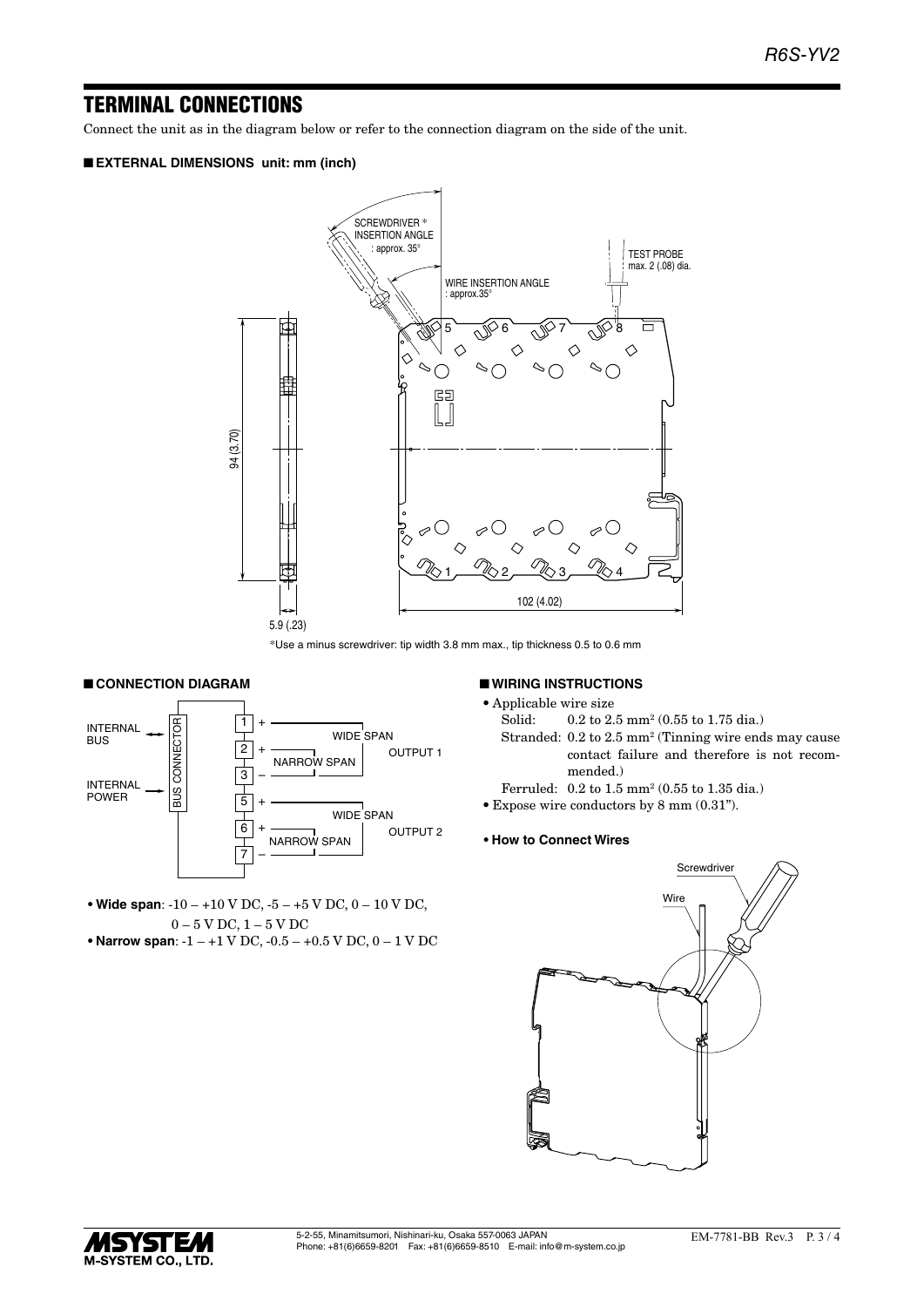## TERMINAL CONNECTIONS

Connect the unit as in the diagram below or refer to the connection diagram on the side of the unit.

### ■ EXTERNAL DIMENSIONS unit: mm (inch)

SCREWDRIVER * INSERTION ANGLE : approx. 35°

WIRE INSERTION ANGLE : approx.35°

TEST PROBE max. 2 (.08) dia.

94 (3.70)

102 (4.02)

5.9 (.23)

*Use a minus screwdriver: tip width 3.8 mm max., tip thickness 0.5 to 0.6 mm

### ■ CONNECTION DIAGRAM

INTERNAL BUS — BUS CONNECTOR

INTERNAL POWER

OUTPUT 1: 1 + WIDE SPAN, 2 + NARROW SPAN, 3 –

OUTPUT 2: 5 + WIDE SPAN, 6 + NARROW SPAN, 7 –

- **Wide span**: -10 – +10 V DC, -5 – +5 V DC, 0 – 10 V DC, 0 – 5 V DC, 1 – 5 V DC
- **Narrow span**: -1 – +1 V DC, -0.5 – +0.5 V DC, 0 – 1 V DC

### ■ WIRING INSTRUCTIONS

- Applicable wire size
  - Solid: 0.2 to 2.5 mm$^2$ (0.55 to 1.75 dia.)
  - Stranded: 0.2 to 2.5 mm$^2$ (Tinning wire ends may cause contact failure and therefore is not recommended.)
  - Ferruled: 0.2 to 1.5 mm$^2$ (0.55 to 1.35 dia.)
- Expose wire conductors by 8 mm (0.31").

**• How to Connect Wires**

Screwdriver

Wire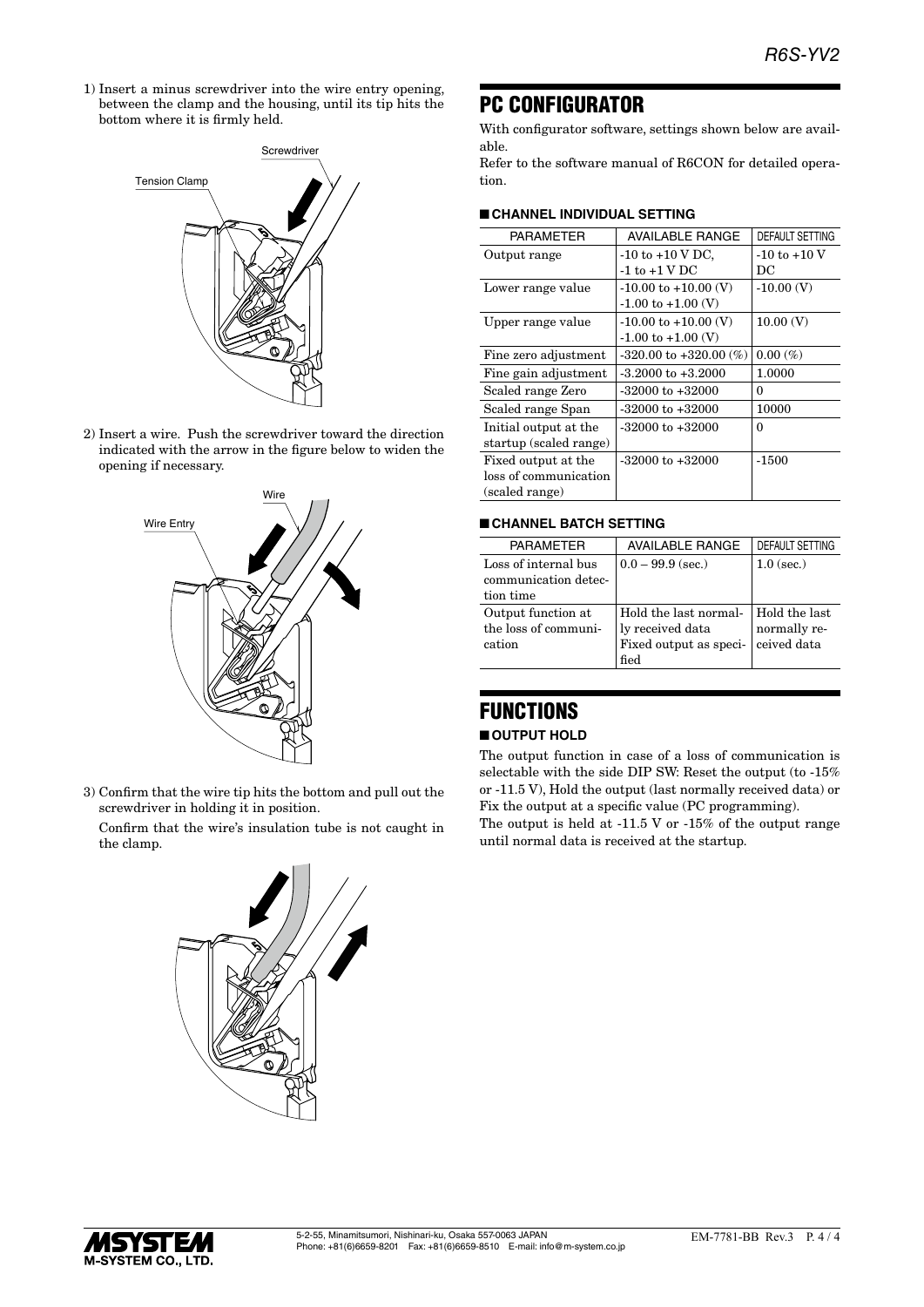1) Insert a minus screwdriver into the wire entry opening, between the clamp and the housing, until its tip hits the bottom where it is firmly held.

Screwdriver

Tension Clamp

2) Insert a wire. Push the screwdriver toward the direction indicated with the arrow in the figure below to widen the opening if necessary.

Wire

Wire Entry

3) Confirm that the wire tip hits the bottom and pull out the screwdriver in holding it in position.

Confirm that the wire's insulation tube is not caught in the clamp.

## PC CONFIGURATOR

With configurator software, settings shown below are available.
Refer to the software manual of R6CON for detailed operation.

### ■ CHANNEL INDIVIDUAL SETTING

| PARAMETER | AVAILABLE RANGE | DEFAULT SETTING |
|---|---|---|
| Output range | -10 to +10 V DC,<br>-1 to +1 V DC | -10 to +10 V DC |
| Lower range value | -10.00 to +10.00 (V)<br>-1.00 to +1.00 (V) | -10.00 (V) |
| Upper range value | -10.00 to +10.00 (V)<br>-1.00 to +1.00 (V) | 10.00 (V) |
| Fine zero adjustment | -320.00 to +320.00 (%) | 0.00 (%) |
| Fine gain adjustment | -3.2000 to +3.2000 | 1.0000 |
| Scaled range Zero | -32000 to +32000 | 0 |
| Scaled range Span | -32000 to +32000 | 10000 |
| Initial output at the startup (scaled range) | -32000 to +32000 | 0 |
| Fixed output at the loss of communication (scaled range) | -32000 to +32000 | -1500 |

### ■ CHANNEL BATCH SETTING

| PARAMETER | AVAILABLE RANGE | DEFAULT SETTING |
|---|---|---|
| Loss of internal bus communication detection time | 0.0 – 99.9 (sec.) | 1.0 (sec.) |
| Output function at the loss of communication | Hold the last normally received data<br>Fixed output as specified | Hold the last normally received data |

## FUNCTIONS

### ■ OUTPUT HOLD

The output function in case of a loss of communication is selectable with the side DIP SW: Reset the output (to -15% or -11.5 V), Hold the output (last normally received data) or Fix the output at a specific value (PC programming).
The output is held at -11.5 V or -15% of the output range until normal data is received at the startup.